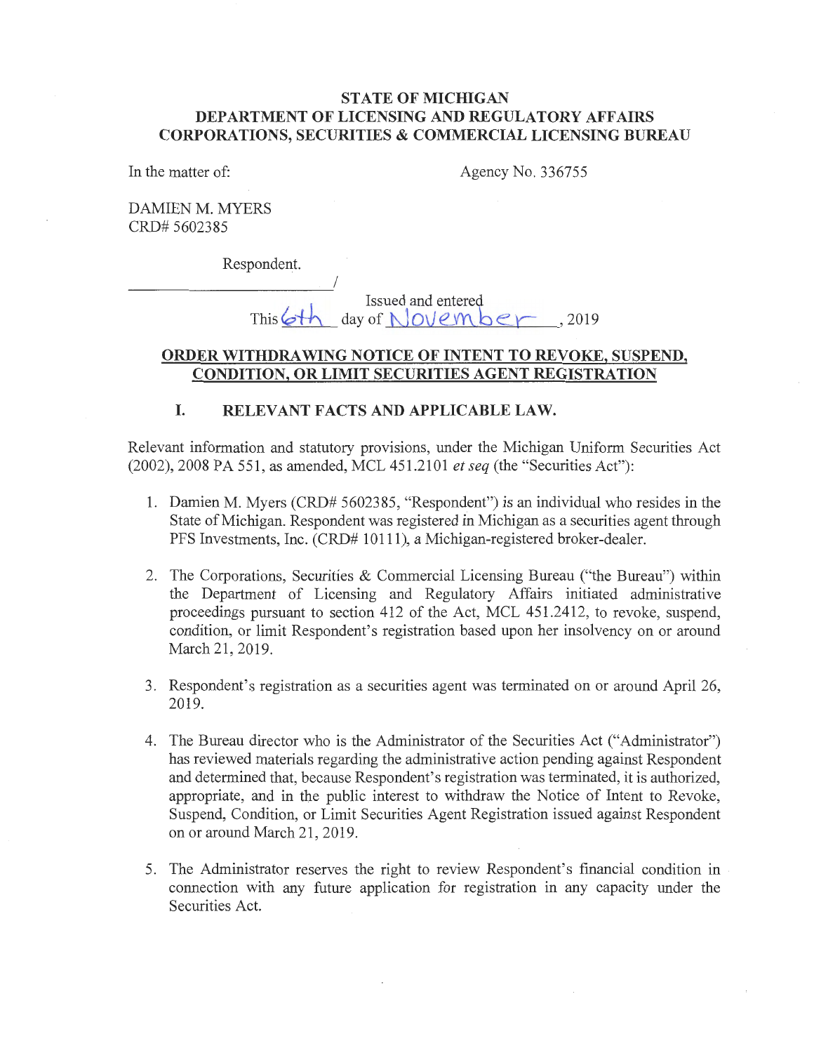**STATE OF MICHIGAN**
**DEPARTMENT OF LICENSING AND REGULATORY AFFAIRS**
**CORPORATIONS, SECURITIES & COMMERCIAL LICENSING BUREAU**

In the matter of: Agency No. 336755

DAMIEN M. MYERS
CRD# 5602385

Respondent.
______________________________/

Issued and entered
This 6th day of November, 2019

## ORDER WITHDRAWING NOTICE OF INTENT TO REVOKE, SUSPEND, CONDITION, OR LIMIT SECURITIES AGENT REGISTRATION

### I. RELEVANT FACTS AND APPLICABLE LAW.

Relevant information and statutory provisions, under the Michigan Uniform Securities Act (2002), 2008 PA 551, as amended, MCL 451.2101 *et seq* (the "Securities Act"):

1. Damien M. Myers (CRD# 5602385, "Respondent") is an individual who resides in the State of Michigan. Respondent was registered in Michigan as a securities agent through PFS Investments, Inc. (CRD# 10111), a Michigan-registered broker-dealer.

2. The Corporations, Securities & Commercial Licensing Bureau ("the Bureau") within the Department of Licensing and Regulatory Affairs initiated administrative proceedings pursuant to section 412 of the Act, MCL 451.2412, to revoke, suspend, condition, or limit Respondent's registration based upon her insolvency on or around March 21, 2019.

3. Respondent's registration as a securities agent was terminated on or around April 26, 2019.

4. The Bureau director who is the Administrator of the Securities Act ("Administrator") has reviewed materials regarding the administrative action pending against Respondent and determined that, because Respondent's registration was terminated, it is authorized, appropriate, and in the public interest to withdraw the Notice of Intent to Revoke, Suspend, Condition, or Limit Securities Agent Registration issued against Respondent on or around March 21, 2019.

5. The Administrator reserves the right to review Respondent's financial condition in connection with any future application for registration in any capacity under the Securities Act.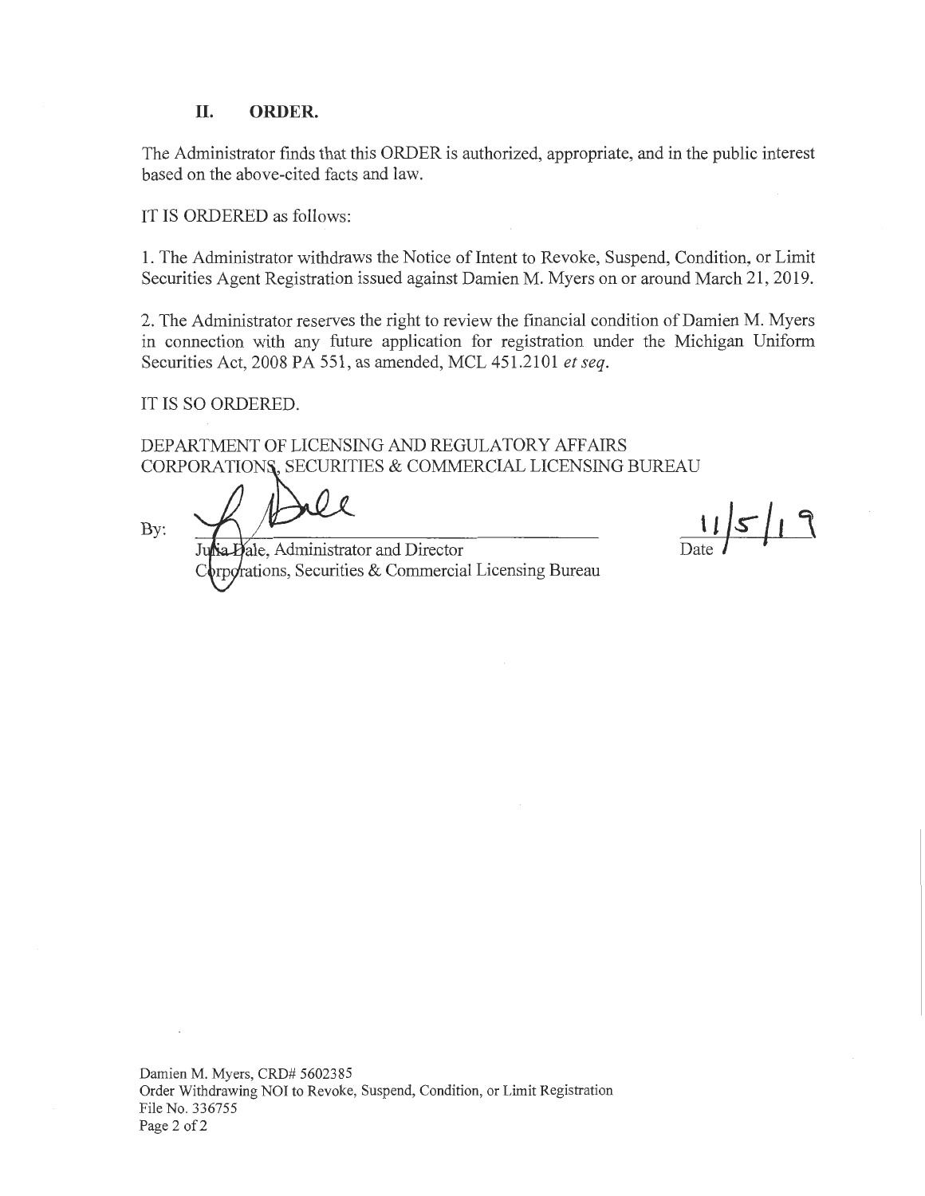## II. ORDER.

The Administrator finds that this ORDER is authorized, appropriate, and in the public interest based on the above-cited facts and law.

IT IS ORDERED as follows:

1. The Administrator withdraws the Notice of Intent to Revoke, Suspend, Condition, or Limit Securities Agent Registration issued against Damien M. Myers on or around March 21, 2019.

2. The Administrator reserves the right to review the financial condition of Damien M. Myers in connection with any future application for registration under the Michigan Uniform Securities Act, 2008 PA 551, as amended, MCL 451.2101 *et seq*.

IT IS SO ORDERED.

DEPARTMENT OF LICENSING AND REGULATORY AFFAIRS
CORPORATIONS, SECURITIES & COMMERCIAL LICENSING BUREAU

By: ______________________________
Julia Dale, Administrator and Director
Corporations, Securities & Commercial Licensing Bureau

11/5/19
Date

Damien M. Myers, CRD# 5602385
Order Withdrawing NOI to Revoke, Suspend, Condition, or Limit Registration
File No. 336755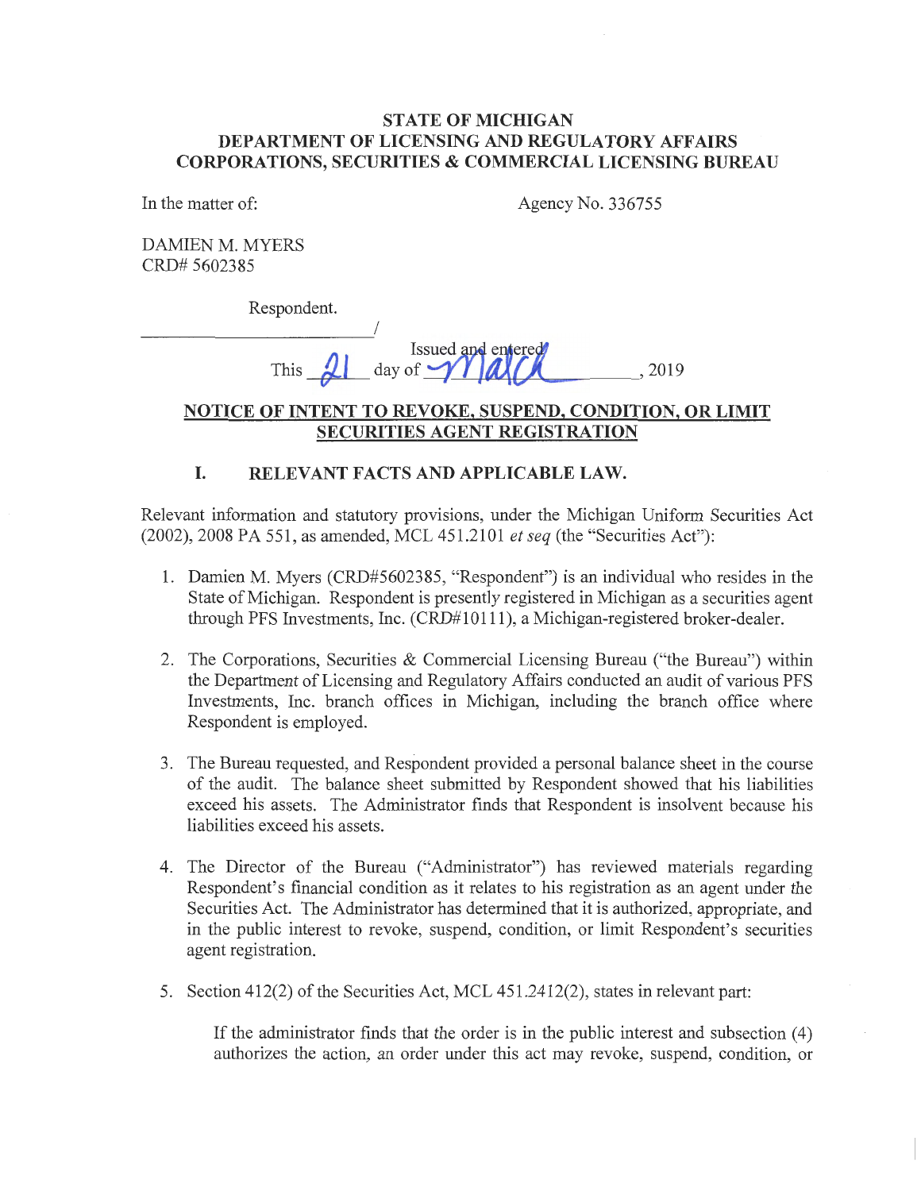**STATE OF MICHIGAN**
**DEPARTMENT OF LICENSING AND REGULATORY AFFAIRS**
**CORPORATIONS, SECURITIES & COMMERCIAL LICENSING BUREAU**

In the matter of: Agency No. 336755

DAMIEN M. MYERS
CRD# 5602385

Respondent.
_______________________/

Issued and entered
This 21 day of March, 2019

## NOTICE OF INTENT TO REVOKE, SUSPEND, CONDITION, OR LIMIT SECURITIES AGENT REGISTRATION

### I. RELEVANT FACTS AND APPLICABLE LAW.

Relevant information and statutory provisions, under the Michigan Uniform Securities Act (2002), 2008 PA 551, as amended, MCL 451.2101 *et seq* (the "Securities Act"):

1. Damien M. Myers (CRD#5602385, "Respondent") is an individual who resides in the State of Michigan. Respondent is presently registered in Michigan as a securities agent through PFS Investments, Inc. (CRD#10111), a Michigan-registered broker-dealer.

2. The Corporations, Securities & Commercial Licensing Bureau ("the Bureau") within the Department of Licensing and Regulatory Affairs conducted an audit of various PFS Investments, Inc. branch offices in Michigan, including the branch office where Respondent is employed.

3. The Bureau requested, and Respondent provided a personal balance sheet in the course of the audit. The balance sheet submitted by Respondent showed that his liabilities exceed his assets. The Administrator finds that Respondent is insolvent because his liabilities exceed his assets.

4. The Director of the Bureau ("Administrator") has reviewed materials regarding Respondent's financial condition as it relates to his registration as an agent under the Securities Act. The Administrator has determined that it is authorized, appropriate, and in the public interest to revoke, suspend, condition, or limit Respondent's securities agent registration.

5. Section 412(2) of the Securities Act, MCL 451.2412(2), states in relevant part:

   If the administrator finds that the order is in the public interest and subsection (4) authorizes the action, an order under this act may revoke, suspend, condition, or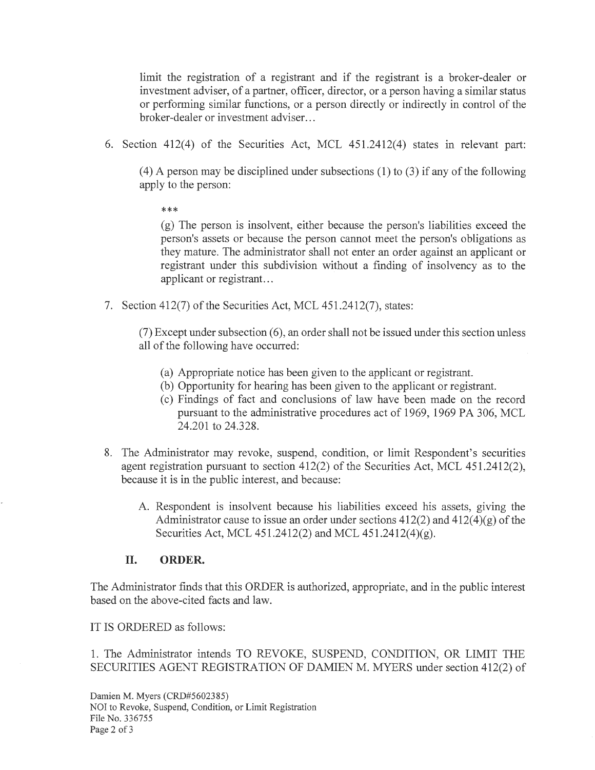limit the registration of a registrant and if the registrant is a broker-dealer or investment adviser, of a partner, officer, director, or a person having a similar status or performing similar functions, or a person directly or indirectly in control of the broker-dealer or investment adviser...

6. Section 412(4) of the Securities Act, MCL 451.2412(4) states in relevant part:

   > (4) A person may be disciplined under subsections (1) to (3) if any of the following apply to the person:
   >
   > ***
   >
   > (g) The person is insolvent, either because the person's liabilities exceed the person's assets or because the person cannot meet the person's obligations as they mature. The administrator shall not enter an order against an applicant or registrant under this subdivision without a finding of insolvency as to the applicant or registrant...

7. Section 412(7) of the Securities Act, MCL 451.2412(7), states:

   > (7) Except under subsection (6), an order shall not be issued under this section unless all of the following have occurred:
   >
   > (a) Appropriate notice has been given to the applicant or registrant.
   > (b) Opportunity for hearing has been given to the applicant or registrant.
   > (c) Findings of fact and conclusions of law have been made on the record pursuant to the administrative procedures act of 1969, 1969 PA 306, MCL 24.201 to 24.328.

8. The Administrator may revoke, suspend, condition, or limit Respondent's securities agent registration pursuant to section 412(2) of the Securities Act, MCL 451.2412(2), because it is in the public interest, and because:

   A. Respondent is insolvent because his liabilities exceed his assets, giving the Administrator cause to issue an order under sections 412(2) and 412(4)(g) of the Securities Act, MCL 451.2412(2) and MCL 451.2412(4)(g).

## II. ORDER.

The Administrator finds that this ORDER is authorized, appropriate, and in the public interest based on the above-cited facts and law.

IT IS ORDERED as follows:

1. The Administrator intends TO REVOKE, SUSPEND, CONDITION, OR LIMIT THE SECURITIES AGENT REGISTRATION OF DAMIEN M. MYERS under section 412(2) of

Damien M. Myers (CRD#5602385)
NOI to Revoke, Suspend, Condition, or Limit Registration
File No. 336755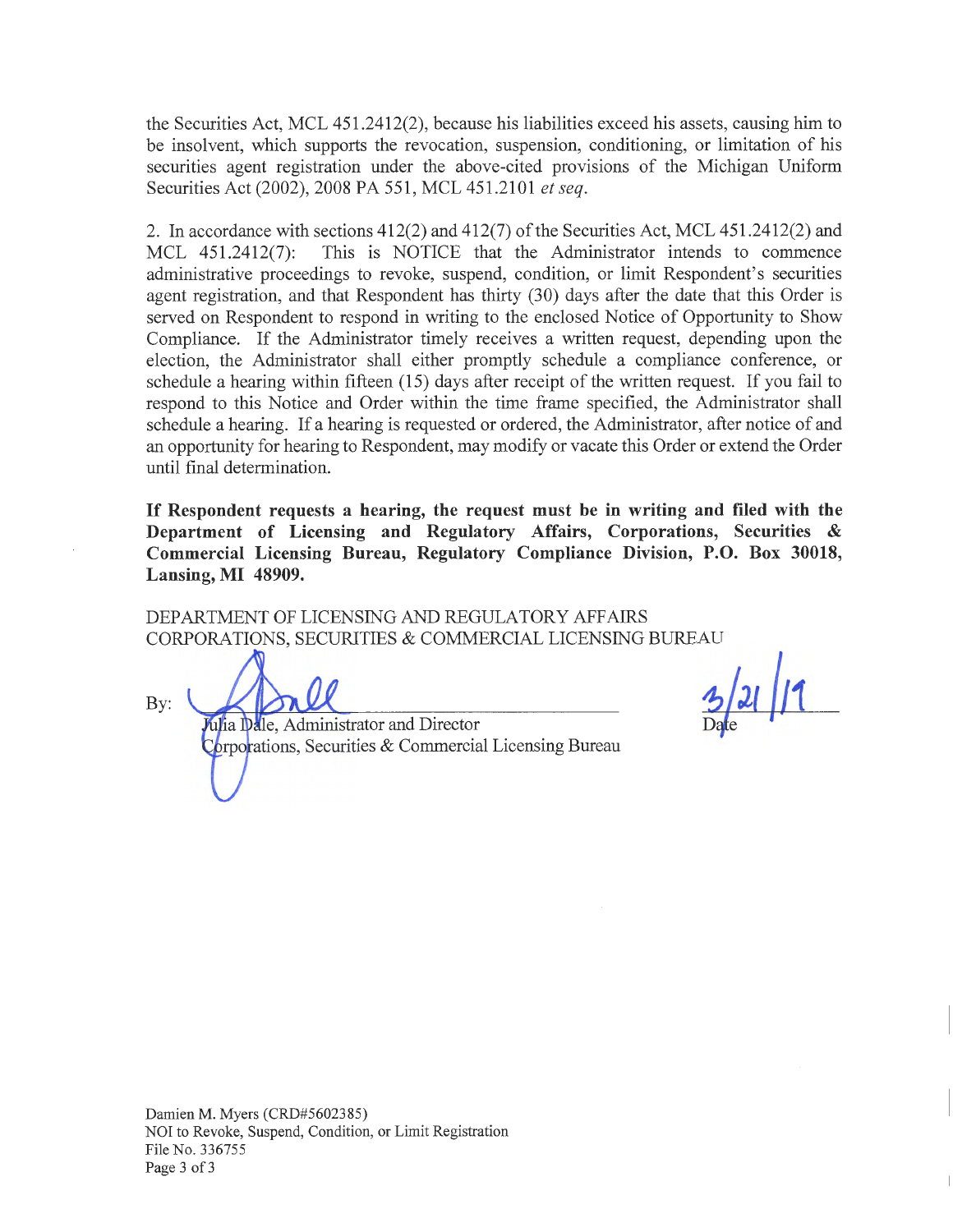the Securities Act, MCL 451.2412(2), because his liabilities exceed his assets, causing him to be insolvent, which supports the revocation, suspension, conditioning, or limitation of his securities agent registration under the above-cited provisions of the Michigan Uniform Securities Act (2002), 2008 PA 551, MCL 451.2101 *et seq*.

2. In accordance with sections 412(2) and 412(7) of the Securities Act, MCL 451.2412(2) and MCL 451.2412(7): This is NOTICE that the Administrator intends to commence administrative proceedings to revoke, suspend, condition, or limit Respondent's securities agent registration, and that Respondent has thirty (30) days after the date that this Order is served on Respondent to respond in writing to the enclosed Notice of Opportunity to Show Compliance. If the Administrator timely receives a written request, depending upon the election, the Administrator shall either promptly schedule a compliance conference, or schedule a hearing within fifteen (15) days after receipt of the written request. If you fail to respond to this Notice and Order within the time frame specified, the Administrator shall schedule a hearing. If a hearing is requested or ordered, the Administrator, after notice of and an opportunity for hearing to Respondent, may modify or vacate this Order or extend the Order until final determination.

**If Respondent requests a hearing, the request must be in writing and filed with the Department of Licensing and Regulatory Affairs, Corporations, Securities & Commercial Licensing Bureau, Regulatory Compliance Division, P.O. Box 30018, Lansing, MI 48909.**

DEPARTMENT OF LICENSING AND REGULATORY AFFAIRS
CORPORATIONS, SECURITIES & COMMERCIAL LICENSING BUREAU

By: ______________________________
Julia Dale, Administrator and Director
Corporations, Securities & Commercial Licensing Bureau

3/21/19
Date

Damien M. Myers (CRD#5602385)
NOI to Revoke, Suspend, Condition, or Limit Registration
File No. 336755